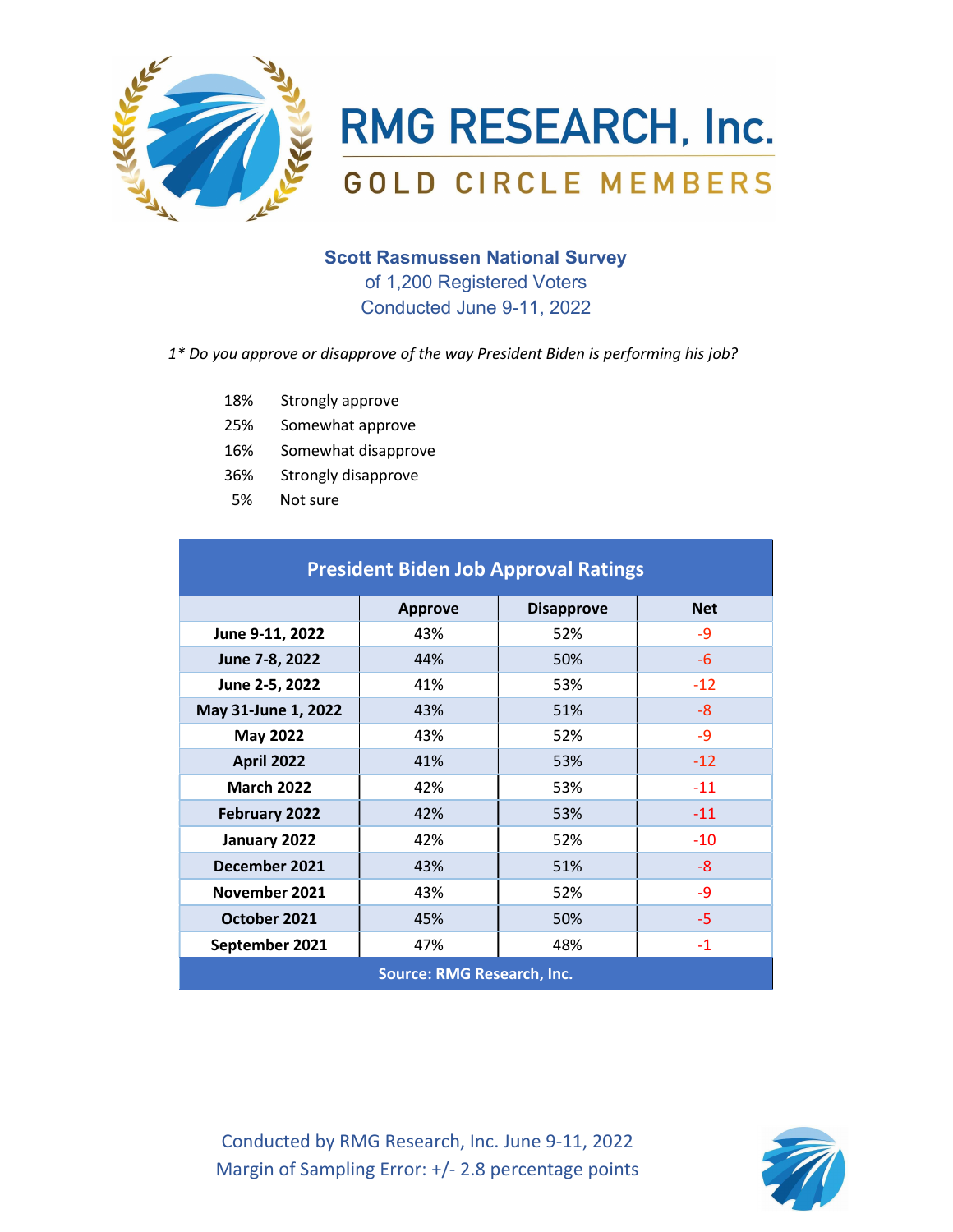# RMG RESEARCH, Inc.

## GOLD CIRCLE MEMBERS

### Scott Rasmussen National Survey

of 1,200 Registered Voters

Conducted June 9-11, 2022

*1* Do you approve or disapprove of the way President Biden is performing his job?*

- 18% Strongly approve
- 25% Somewhat approve
- 16% Somewhat disapprove
- 36% Strongly disapprove
- 5% Not sure

**President Biden Job Approval Ratings**

| | Approve | Disapprove | Net |
|---|---|---|---|
| **June 9-11, 2022** | 43% | 52% | -9 |
| **June 7-8, 2022** | 44% | 50% | -6 |
| **June 2-5, 2022** | 41% | 53% | -12 |
| **May 31-June 1, 2022** | 43% | 51% | -8 |
| **May 2022** | 43% | 52% | -9 |
| **April 2022** | 41% | 53% | -12 |
| **March 2022** | 42% | 53% | -11 |
| **February 2022** | 42% | 53% | -11 |
| **January 2022** | 42% | 52% | -10 |
| **December 2021** | 43% | 51% | -8 |
| **November 2021** | 43% | 52% | -9 |
| **October 2021** | 45% | 50% | -5 |
| **September 2021** | 47% | 48% | -1 |

Source: RMG Research, Inc.

Conducted by RMG Research, Inc. June 9-11, 2022

Margin of Sampling Error: +/- 2.8 percentage points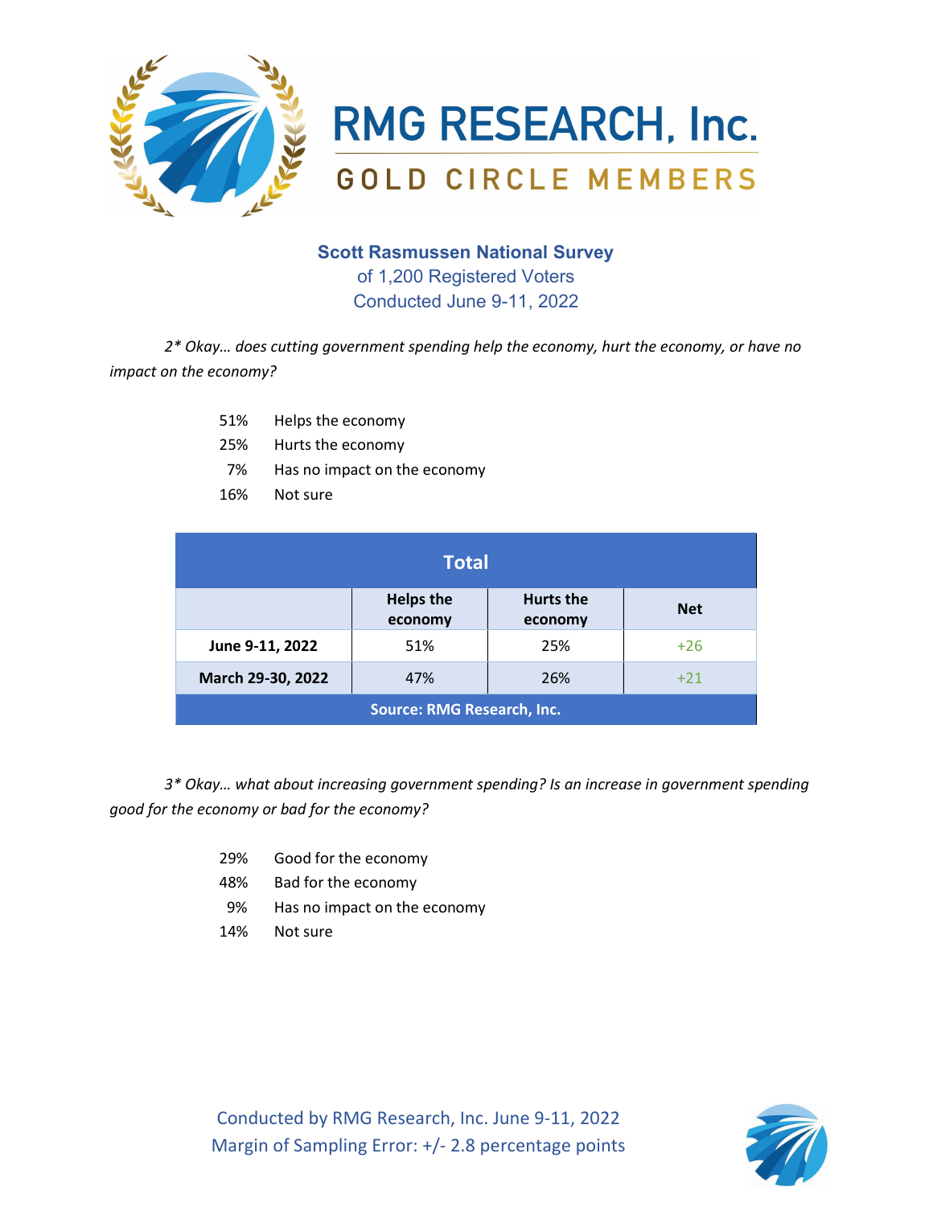RMG RESEARCH, Inc.

GOLD CIRCLE MEMBERS

**Scott Rasmussen National Survey**
of 1,200 Registered Voters
Conducted June 9-11, 2022

*2* Okay… does cutting government spending help the economy, hurt the economy, or have no impact on the economy?*

51% Helps the economy
25% Hurts the economy
7% Has no impact on the economy
16% Not sure

| Total | | | |
|---|---|---|---|
| | Helps the economy | Hurts the economy | Net |
| **June 9-11, 2022** | 51% | 25% | +26 |
| **March 29-30, 2022** | 47% | 26% | +21 |
| **Source: RMG Research, Inc.** | | | |

*3* Okay… what about increasing government spending? Is an increase in government spending good for the economy or bad for the economy?*

29% Good for the economy
48% Bad for the economy
9% Has no impact on the economy
14% Not sure

Conducted by RMG Research, Inc. June 9-11, 2022
Margin of Sampling Error: +/- 2.8 percentage points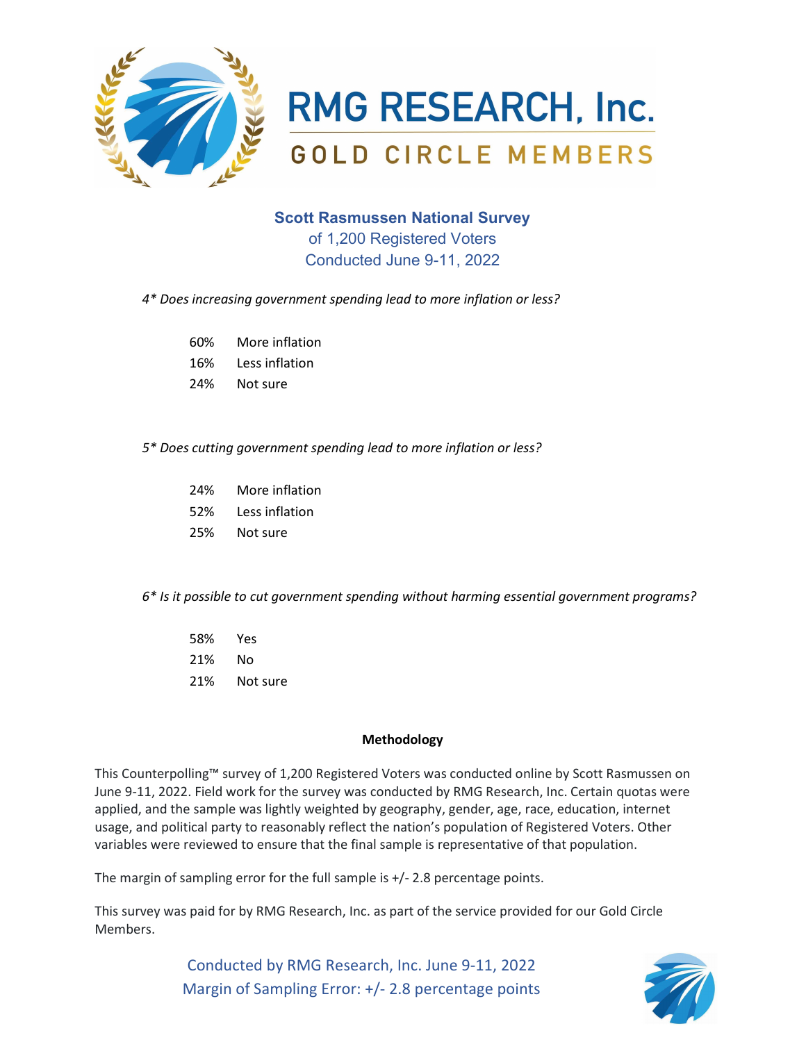RMG RESEARCH, Inc.

GOLD CIRCLE MEMBERS

**Scott Rasmussen National Survey**
of 1,200 Registered Voters
Conducted June 9-11, 2022

*4* Does increasing government spending lead to more inflation or less?*

| | |
|---|---|
| 60% | More inflation |
| 16% | Less inflation |
| 24% | Not sure |

*5* Does cutting government spending lead to more inflation or less?*

| | |
|---|---|
| 24% | More inflation |
| 52% | Less inflation |
| 25% | Not sure |

*6* Is it possible to cut government spending without harming essential government programs?*

| | |
|---|---|
| 58% | Yes |
| 21% | No |
| 21% | Not sure |

**Methodology**

This Counterpolling™ survey of 1,200 Registered Voters was conducted online by Scott Rasmussen on June 9-11, 2022. Field work for the survey was conducted by RMG Research, Inc. Certain quotas were applied, and the sample was lightly weighted by geography, gender, age, race, education, internet usage, and political party to reasonably reflect the nation's population of Registered Voters. Other variables were reviewed to ensure that the final sample is representative of that population.

The margin of sampling error for the full sample is +/- 2.8 percentage points.

This survey was paid for by RMG Research, Inc. as part of the service provided for our Gold Circle Members.